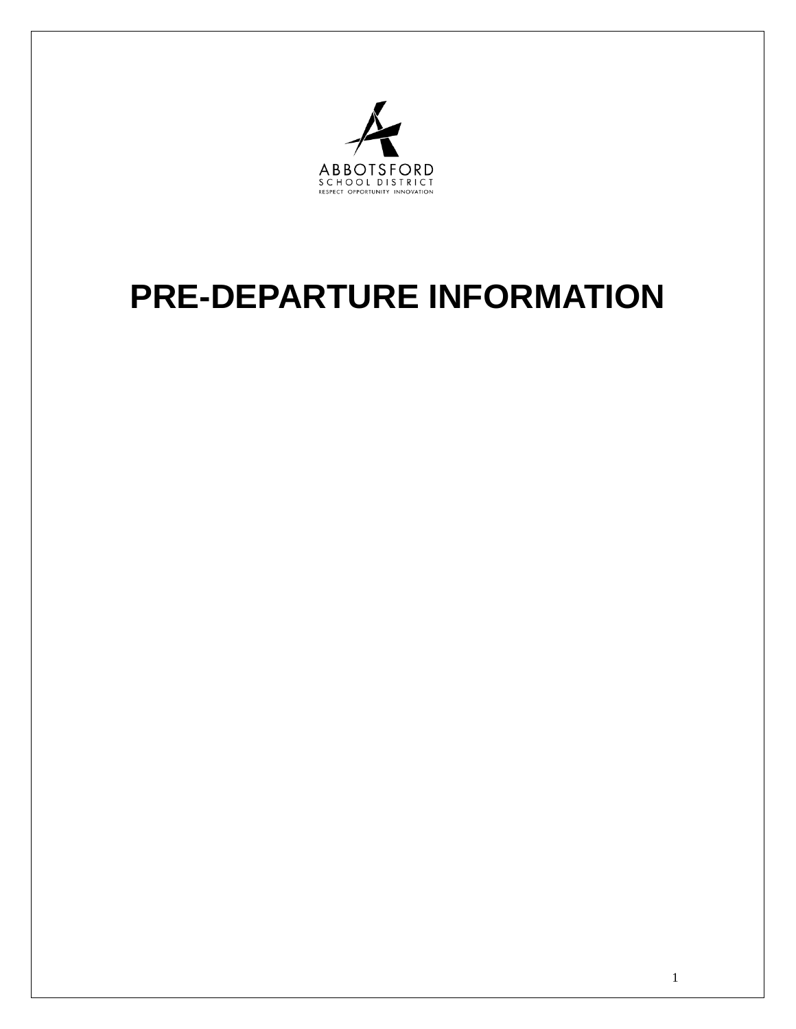ABBOTSFORD
SCHOOL DISTRICT
RESPECT OPPORTUNITY INNOVATION

# PRE-DEPARTURE INFORMATION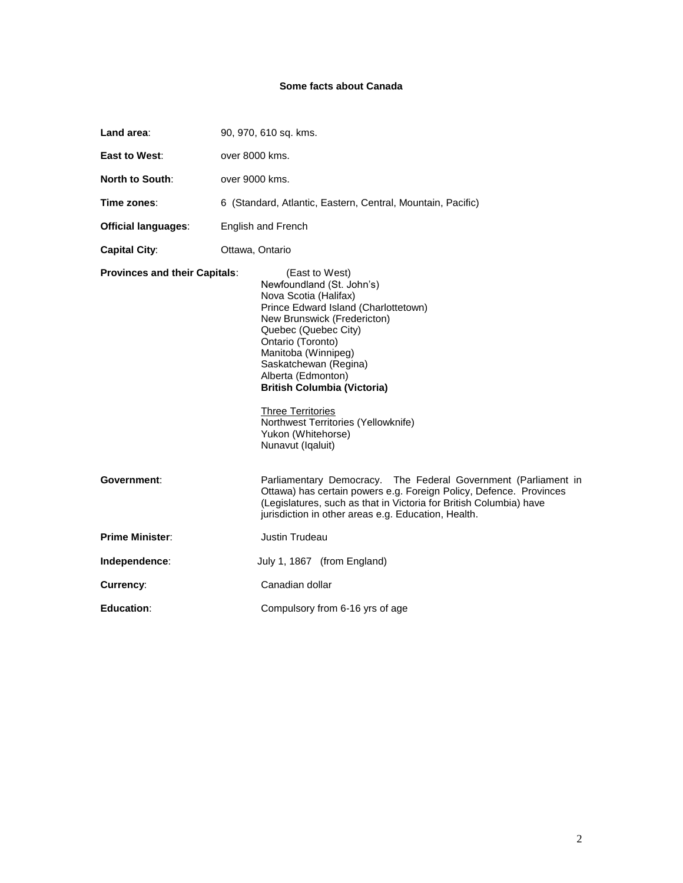**Some facts about Canada**

**Land area**: 90, 970, 610 sq. kms.

**East to West**: over 8000 kms.

**North to South**: over 9000 kms.

**Time zones**: 6 (Standard, Atlantic, Eastern, Central, Mountain, Pacific)

**Official languages**: English and French

**Capital City**: Ottawa, Ontario

**Provinces and their Capitals**: (East to West)

Newfoundland (St. John's)
Nova Scotia (Halifax)
Prince Edward Island (Charlottetown)
New Brunswick (Fredericton)
Quebec (Quebec City)
Ontario (Toronto)
Manitoba (Winnipeg)
Saskatchewan (Regina)
Alberta (Edmonton)
**British Columbia (Victoria)**

<u>Three Territories</u>
Northwest Territories (Yellowknife)
Yukon (Whitehorse)
Nunavut (Iqaluit)

**Government**: Parliamentary Democracy. The Federal Government (Parliament in Ottawa) has certain powers e.g. Foreign Policy, Defence. Provinces (Legislatures, such as that in Victoria for British Columbia) have jurisdiction in other areas e.g. Education, Health.

**Prime Minister**: Justin Trudeau

**Independence**: July 1, 1867 (from England)

**Currency**: Canadian dollar

**Education**: Compulsory from 6-16 yrs of age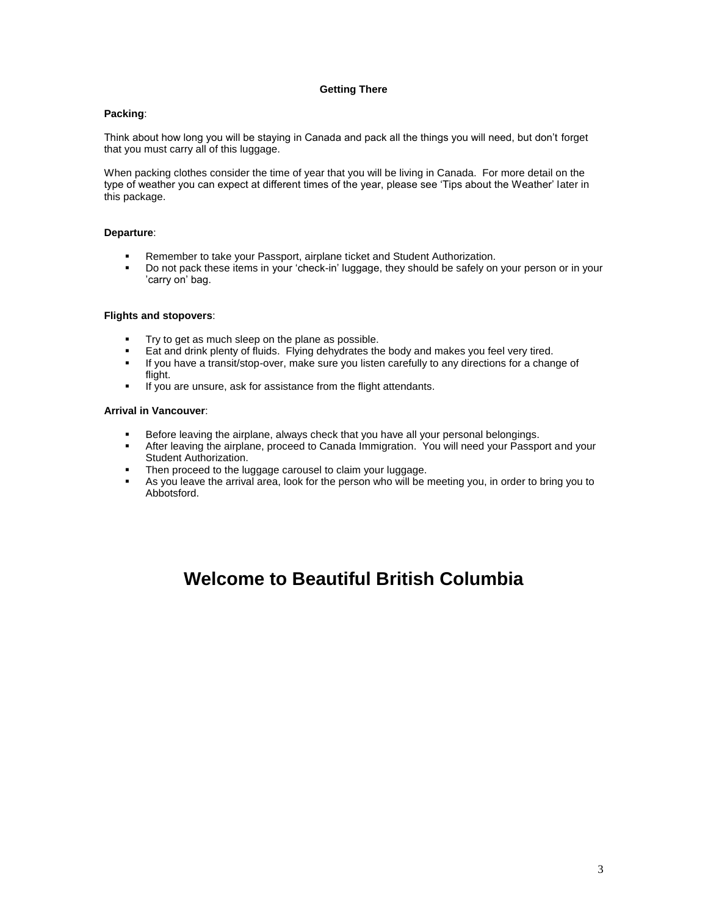## Getting There

**Packing**:

Think about how long you will be staying in Canada and pack all the things you will need, but don't forget that you must carry all of this luggage.

When packing clothes consider the time of year that you will be living in Canada. For more detail on the type of weather you can expect at different times of the year, please see 'Tips about the Weather' later in this package.

**Departure**:

- Remember to take your Passport, airplane ticket and Student Authorization.
- Do not pack these items in your 'check-in' luggage, they should be safely on your person or in your 'carry on' bag.

**Flights and stopovers**:

- Try to get as much sleep on the plane as possible.
- Eat and drink plenty of fluids. Flying dehydrates the body and makes you feel very tired.
- If you have a transit/stop-over, make sure you listen carefully to any directions for a change of flight.
- If you are unsure, ask for assistance from the flight attendants.

**Arrival in Vancouver**:

- Before leaving the airplane, always check that you have all your personal belongings.
- After leaving the airplane, proceed to Canada Immigration. You will need your Passport and your Student Authorization.
- Then proceed to the luggage carousel to claim your luggage.
- As you leave the arrival area, look for the person who will be meeting you, in order to bring you to Abbotsford.

# Welcome to Beautiful British Columbia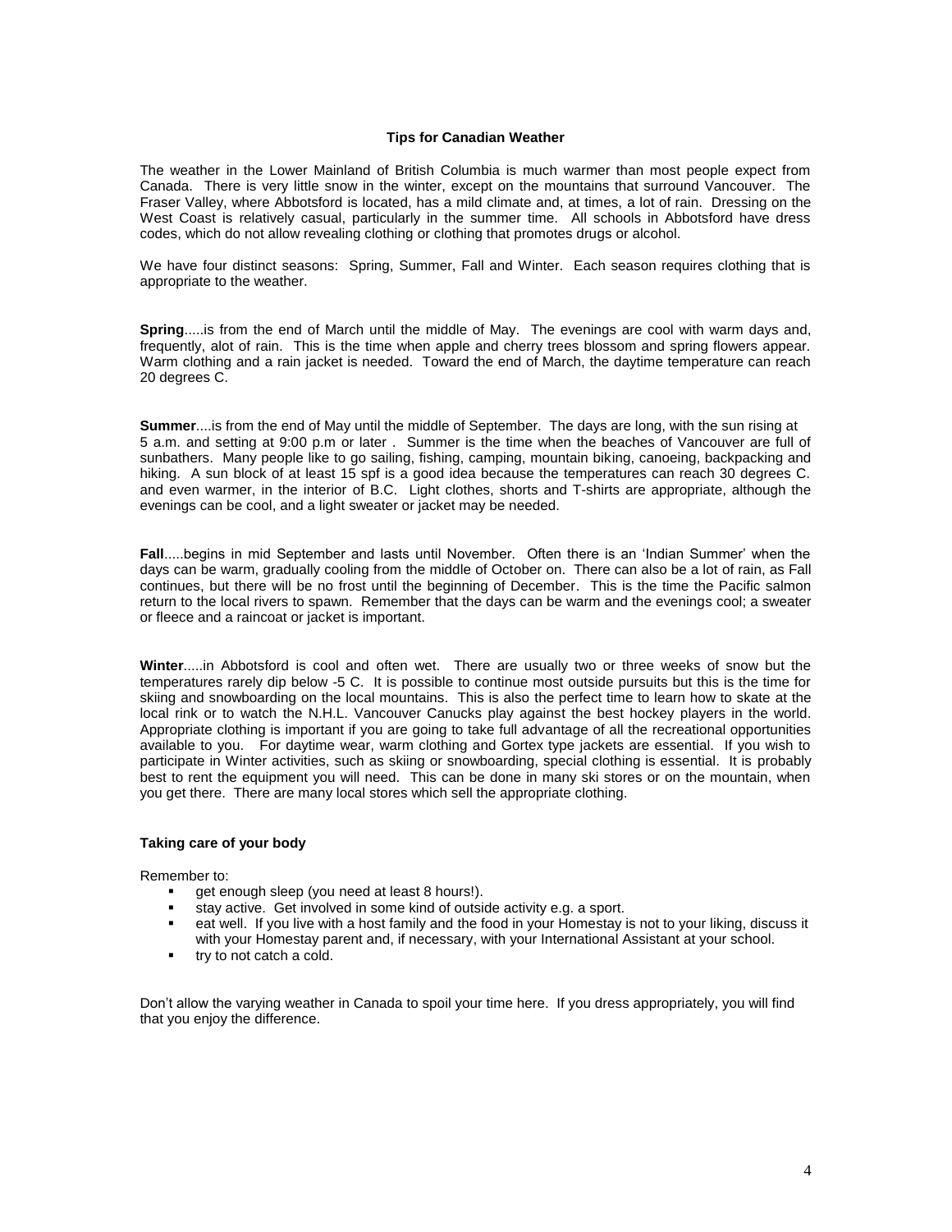## Tips for Canadian Weather

The weather in the Lower Mainland of British Columbia is much warmer than most people expect from Canada. There is very little snow in the winter, except on the mountains that surround Vancouver. The Fraser Valley, where Abbotsford is located, has a mild climate and, at times, a lot of rain. Dressing on the West Coast is relatively casual, particularly in the summer time. All schools in Abbotsford have dress codes, which do not allow revealing clothing or clothing that promotes drugs or alcohol.

We have four distinct seasons: Spring, Summer, Fall and Winter. Each season requires clothing that is appropriate to the weather.

**Spring**.....is from the end of March until the middle of May. The evenings are cool with warm days and, frequently, alot of rain. This is the time when apple and cherry trees blossom and spring flowers appear. Warm clothing and a rain jacket is needed. Toward the end of March, the daytime temperature can reach 20 degrees C.

**Summer**....is from the end of May until the middle of September. The days are long, with the sun rising at 5 a.m. and setting at 9:00 p.m or later . Summer is the time when the beaches of Vancouver are full of sunbathers. Many people like to go sailing, fishing, camping, mountain biking, canoeing, backpacking and hiking. A sun block of at least 15 spf is a good idea because the temperatures can reach 30 degrees C. and even warmer, in the interior of B.C. Light clothes, shorts and T-shirts are appropriate, although the evenings can be cool, and a light sweater or jacket may be needed.

**Fall**.....begins in mid September and lasts until November. Often there is an 'Indian Summer' when the days can be warm, gradually cooling from the middle of October on. There can also be a lot of rain, as Fall continues, but there will be no frost until the beginning of December. This is the time the Pacific salmon return to the local rivers to spawn. Remember that the days can be warm and the evenings cool; a sweater or fleece and a raincoat or jacket is important.

**Winter**.....in Abbotsford is cool and often wet. There are usually two or three weeks of snow but the temperatures rarely dip below -5 C. It is possible to continue most outside pursuits but this is the time for skiing and snowboarding on the local mountains. This is also the perfect time to learn how to skate at the local rink or to watch the N.H.L. Vancouver Canucks play against the best hockey players in the world. Appropriate clothing is important if you are going to take full advantage of all the recreational opportunities available to you. For daytime wear, warm clothing and Gortex type jackets are essential. If you wish to participate in Winter activities, such as skiing or snowboarding, special clothing is essential. It is probably best to rent the equipment you will need. This can be done in many ski stores or on the mountain, when you get there. There are many local stores which sell the appropriate clothing.

### Taking care of your body

Remember to:

- get enough sleep (you need at least 8 hours!).
- stay active. Get involved in some kind of outside activity e.g. a sport.
- eat well. If you live with a host family and the food in your Homestay is not to your liking, discuss it with your Homestay parent and, if necessary, with your International Assistant at your school.
- try to not catch a cold.

Don't allow the varying weather in Canada to spoil your time here. If you dress appropriately, you will find that you enjoy the difference.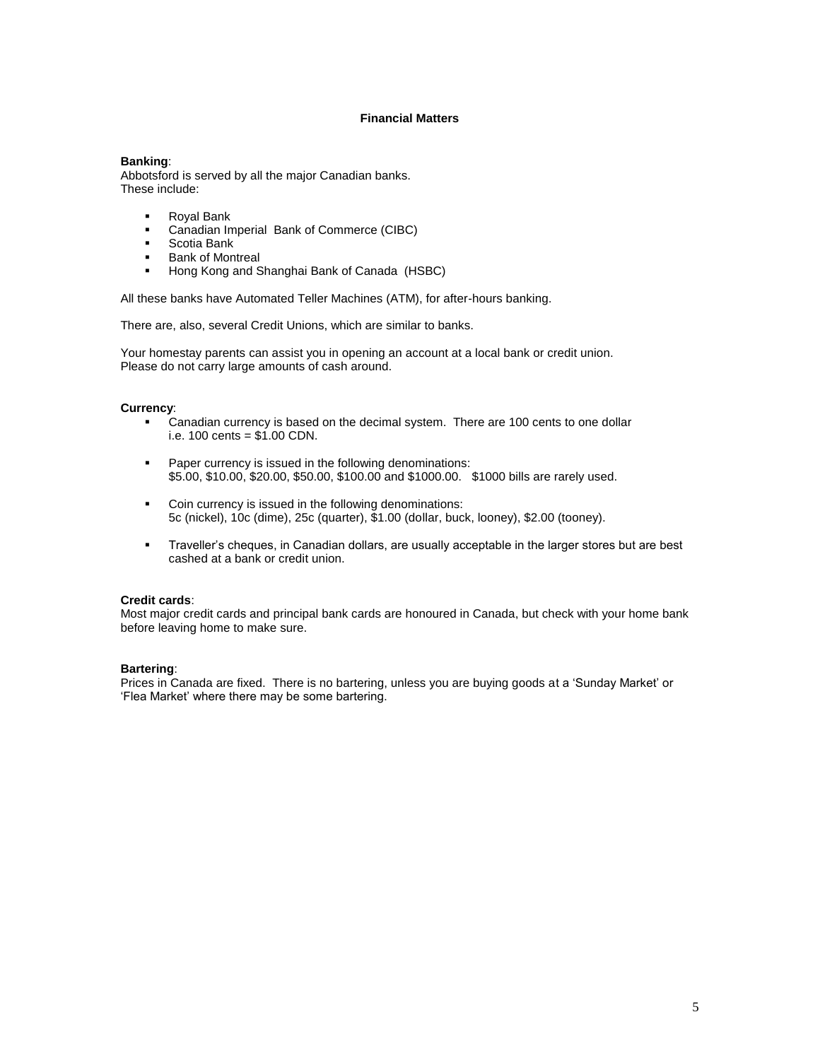## Financial Matters

**Banking**:
Abbotsford is served by all the major Canadian banks.
These include:

- Royal Bank
- Canadian Imperial Bank of Commerce (CIBC)
- Scotia Bank
- Bank of Montreal
- Hong Kong and Shanghai Bank of Canada (HSBC)

All these banks have Automated Teller Machines (ATM), for after-hours banking.

There are, also, several Credit Unions, which are similar to banks.

Your homestay parents can assist you in opening an account at a local bank or credit union.
Please do not carry large amounts of cash around.

**Currency**:

- Canadian currency is based on the decimal system. There are 100 cents to one dollar i.e. 100 cents = $1.00 CDN.
- Paper currency is issued in the following denominations:
  $5.00, $10.00, $20.00, $50.00, $100.00 and $1000.00. $1000 bills are rarely used.
- Coin currency is issued in the following denominations:
  5c (nickel), 10c (dime), 25c (quarter), $1.00 (dollar, buck, looney), $2.00 (tooney).
- Traveller's cheques, in Canadian dollars, are usually acceptable in the larger stores but are best cashed at a bank or credit union.

**Credit cards**:
Most major credit cards and principal bank cards are honoured in Canada, but check with your home bank before leaving home to make sure.

**Bartering**:
Prices in Canada are fixed. There is no bartering, unless you are buying goods at a 'Sunday Market' or 'Flea Market' where there may be some bartering.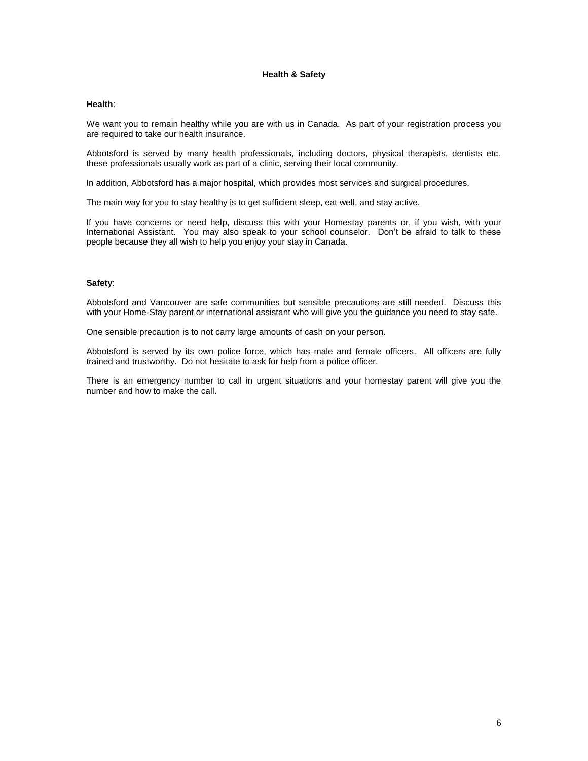# Health & Safety

**Health**:

We want you to remain healthy while you are with us in Canada. As part of your registration process you are required to take our health insurance.

Abbotsford is served by many health professionals, including doctors, physical therapists, dentists etc. these professionals usually work as part of a clinic, serving their local community.

In addition, Abbotsford has a major hospital, which provides most services and surgical procedures.

The main way for you to stay healthy is to get sufficient sleep, eat well, and stay active.

If you have concerns or need help, discuss this with your Homestay parents or, if you wish, with your International Assistant. You may also speak to your school counselor. Don't be afraid to talk to these people because they all wish to help you enjoy your stay in Canada.

**Safety**:

Abbotsford and Vancouver are safe communities but sensible precautions are still needed. Discuss this with your Home-Stay parent or international assistant who will give you the guidance you need to stay safe.

One sensible precaution is to not carry large amounts of cash on your person.

Abbotsford is served by its own police force, which has male and female officers. All officers are fully trained and trustworthy. Do not hesitate to ask for help from a police officer.

There is an emergency number to call in urgent situations and your homestay parent will give you the number and how to make the call.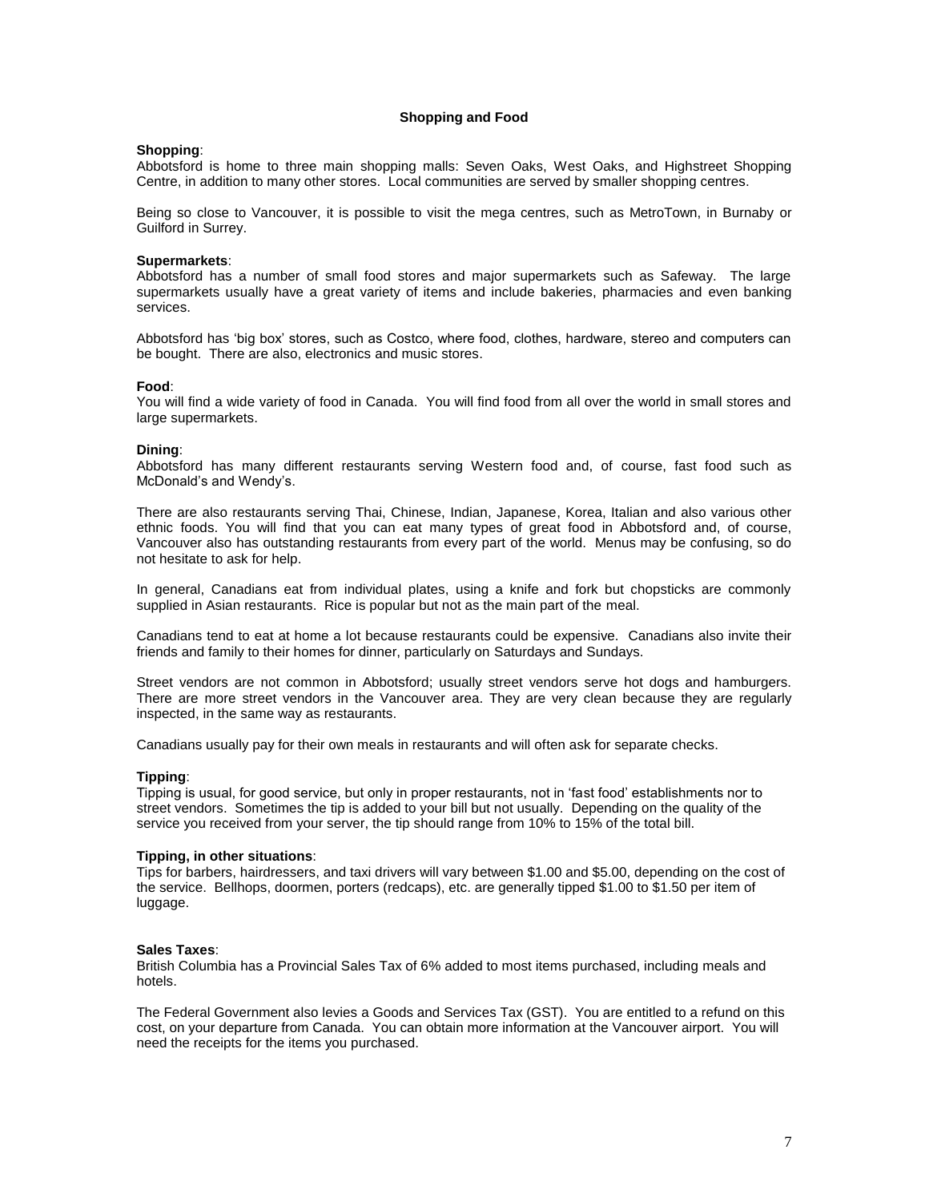## Shopping and Food

**Shopping**:
Abbotsford is home to three main shopping malls: Seven Oaks, West Oaks, and Highstreet Shopping Centre, in addition to many other stores. Local communities are served by smaller shopping centres.

Being so close to Vancouver, it is possible to visit the mega centres, such as MetroTown, in Burnaby or Guilford in Surrey.

**Supermarkets**:
Abbotsford has a number of small food stores and major supermarkets such as Safeway. The large supermarkets usually have a great variety of items and include bakeries, pharmacies and even banking services.

Abbotsford has 'big box' stores, such as Costco, where food, clothes, hardware, stereo and computers can be bought. There are also, electronics and music stores.

**Food**:
You will find a wide variety of food in Canada. You will find food from all over the world in small stores and large supermarkets.

**Dining**:
Abbotsford has many different restaurants serving Western food and, of course, fast food such as McDonald's and Wendy's.

There are also restaurants serving Thai, Chinese, Indian, Japanese, Korea, Italian and also various other ethnic foods. You will find that you can eat many types of great food in Abbotsford and, of course, Vancouver also has outstanding restaurants from every part of the world. Menus may be confusing, so do not hesitate to ask for help.

In general, Canadians eat from individual plates, using a knife and fork but chopsticks are commonly supplied in Asian restaurants. Rice is popular but not as the main part of the meal.

Canadians tend to eat at home a lot because restaurants could be expensive. Canadians also invite their friends and family to their homes for dinner, particularly on Saturdays and Sundays.

Street vendors are not common in Abbotsford; usually street vendors serve hot dogs and hamburgers. There are more street vendors in the Vancouver area. They are very clean because they are regularly inspected, in the same way as restaurants.

Canadians usually pay for their own meals in restaurants and will often ask for separate checks.

**Tipping**:
Tipping is usual, for good service, but only in proper restaurants, not in 'fast food' establishments nor to street vendors. Sometimes the tip is added to your bill but not usually. Depending on the quality of the service you received from your server, the tip should range from 10% to 15% of the total bill.

**Tipping, in other situations**:
Tips for barbers, hairdressers, and taxi drivers will vary between $1.00 and $5.00, depending on the cost of the service. Bellhops, doormen, porters (redcaps), etc. are generally tipped $1.00 to $1.50 per item of luggage.

**Sales Taxes**:
British Columbia has a Provincial Sales Tax of 6% added to most items purchased, including meals and hotels.

The Federal Government also levies a Goods and Services Tax (GST). You are entitled to a refund on this cost, on your departure from Canada. You can obtain more information at the Vancouver airport. You will need the receipts for the items you purchased.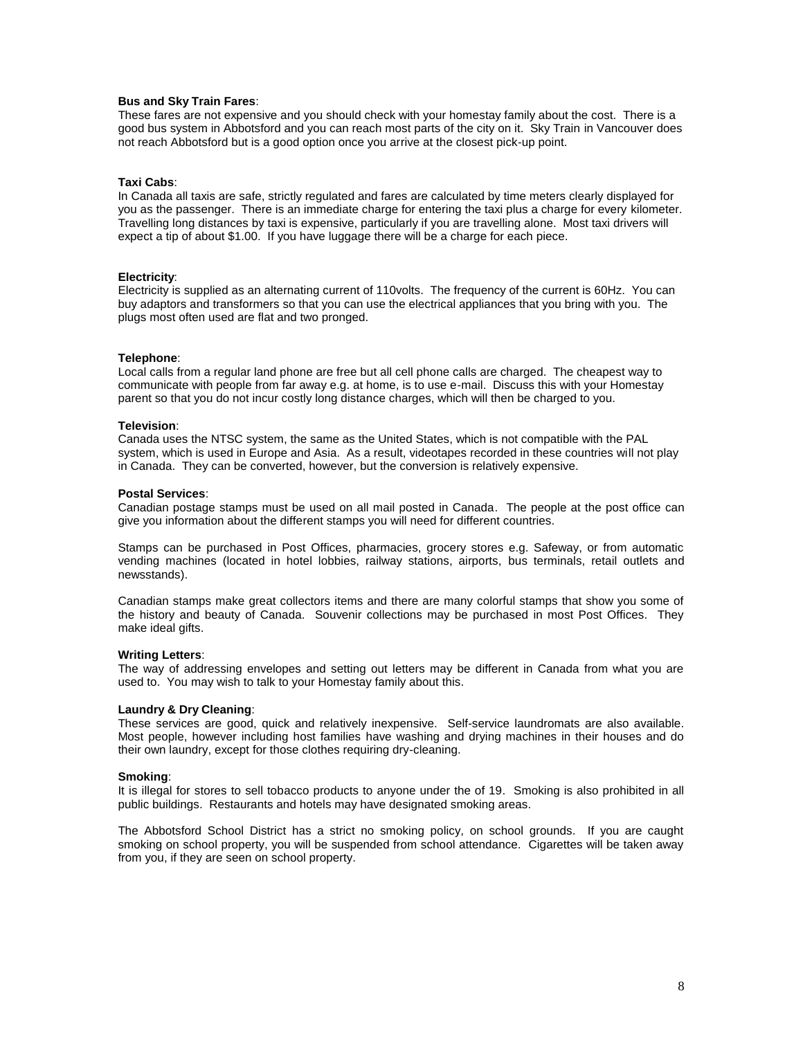**Bus and Sky Train Fares**:
These fares are not expensive and you should check with your homestay family about the cost. There is a good bus system in Abbotsford and you can reach most parts of the city on it. Sky Train in Vancouver does not reach Abbotsford but is a good option once you arrive at the closest pick-up point.

**Taxi Cabs**:
In Canada all taxis are safe, strictly regulated and fares are calculated by time meters clearly displayed for you as the passenger. There is an immediate charge for entering the taxi plus a charge for every kilometer. Travelling long distances by taxi is expensive, particularly if you are travelling alone. Most taxi drivers will expect a tip of about $1.00. If you have luggage there will be a charge for each piece.

**Electricity**:
Electricity is supplied as an alternating current of 110volts. The frequency of the current is 60Hz. You can buy adaptors and transformers so that you can use the electrical appliances that you bring with you. The plugs most often used are flat and two pronged.

**Telephone**:
Local calls from a regular land phone are free but all cell phone calls are charged. The cheapest way to communicate with people from far away e.g. at home, is to use e-mail. Discuss this with your Homestay parent so that you do not incur costly long distance charges, which will then be charged to you.

**Television**:
Canada uses the NTSC system, the same as the United States, which is not compatible with the PAL system, which is used in Europe and Asia. As a result, videotapes recorded in these countries will not play in Canada. They can be converted, however, but the conversion is relatively expensive.

**Postal Services**:
Canadian postage stamps must be used on all mail posted in Canada. The people at the post office can give you information about the different stamps you will need for different countries.

Stamps can be purchased in Post Offices, pharmacies, grocery stores e.g. Safeway, or from automatic vending machines (located in hotel lobbies, railway stations, airports, bus terminals, retail outlets and newsstands).

Canadian stamps make great collectors items and there are many colorful stamps that show you some of the history and beauty of Canada. Souvenir collections may be purchased in most Post Offices. They make ideal gifts.

**Writing Letters**:
The way of addressing envelopes and setting out letters may be different in Canada from what you are used to. You may wish to talk to your Homestay family about this.

**Laundry & Dry Cleaning**:
These services are good, quick and relatively inexpensive. Self-service laundromats are also available. Most people, however including host families have washing and drying machines in their houses and do their own laundry, except for those clothes requiring dry-cleaning.

**Smoking**:
It is illegal for stores to sell tobacco products to anyone under the of 19. Smoking is also prohibited in all public buildings. Restaurants and hotels may have designated smoking areas.

The Abbotsford School District has a strict no smoking policy, on school grounds. If you are caught smoking on school property, you will be suspended from school attendance. Cigarettes will be taken away from you, if they are seen on school property.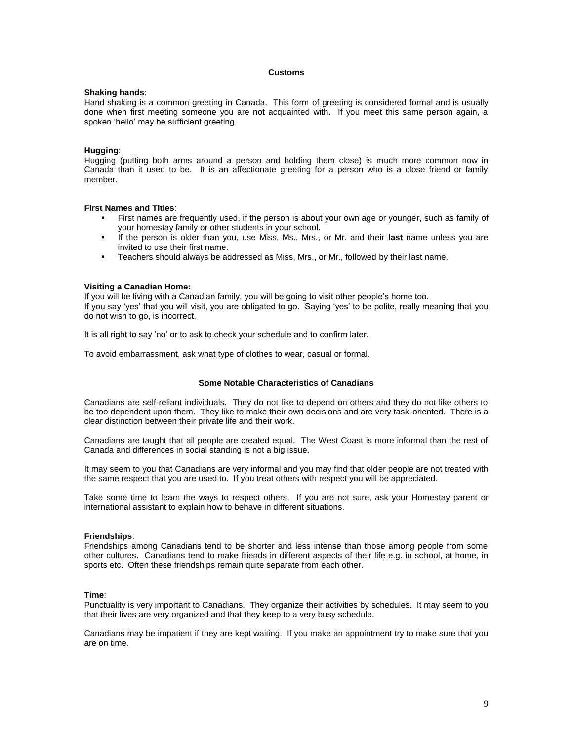## Customs

**Shaking hands**:
Hand shaking is a common greeting in Canada. This form of greeting is considered formal and is usually done when first meeting someone you are not acquainted with. If you meet this same person again, a spoken 'hello' may be sufficient greeting.

**Hugging**:
Hugging (putting both arms around a person and holding them close) is much more common now in Canada than it used to be. It is an affectionate greeting for a person who is a close friend or family member.

**First Names and Titles**:

- First names are frequently used, if the person is about your own age or younger, such as family of your homestay family or other students in your school.
- If the person is older than you, use Miss, Ms., Mrs., or Mr. and their **last** name unless you are invited to use their first name.
- Teachers should always be addressed as Miss, Mrs., or Mr., followed by their last name.

**Visiting a Canadian Home:**
If you will be living with a Canadian family, you will be going to visit other people's home too.
If you say 'yes' that you will visit, you are obligated to go. Saying 'yes' to be polite, really meaning that you do not wish to go, is incorrect.

It is all right to say 'no' or to ask to check your schedule and to confirm later.

To avoid embarrassment, ask what type of clothes to wear, casual or formal.

## Some Notable Characteristics of Canadians

Canadians are self-reliant individuals. They do not like to depend on others and they do not like others to be too dependent upon them. They like to make their own decisions and are very task-oriented. There is a clear distinction between their private life and their work.

Canadians are taught that all people are created equal. The West Coast is more informal than the rest of Canada and differences in social standing is not a big issue.

It may seem to you that Canadians are very informal and you may find that older people are not treated with the same respect that you are used to. If you treat others with respect you will be appreciated.

Take some time to learn the ways to respect others. If you are not sure, ask your Homestay parent or international assistant to explain how to behave in different situations.

**Friendships**:
Friendships among Canadians tend to be shorter and less intense than those among people from some other cultures. Canadians tend to make friends in different aspects of their life e.g. in school, at home, in sports etc. Often these friendships remain quite separate from each other.

**Time**:
Punctuality is very important to Canadians. They organize their activities by schedules. It may seem to you that their lives are very organized and that they keep to a very busy schedule.

Canadians may be impatient if they are kept waiting. If you make an appointment try to make sure that you are on time.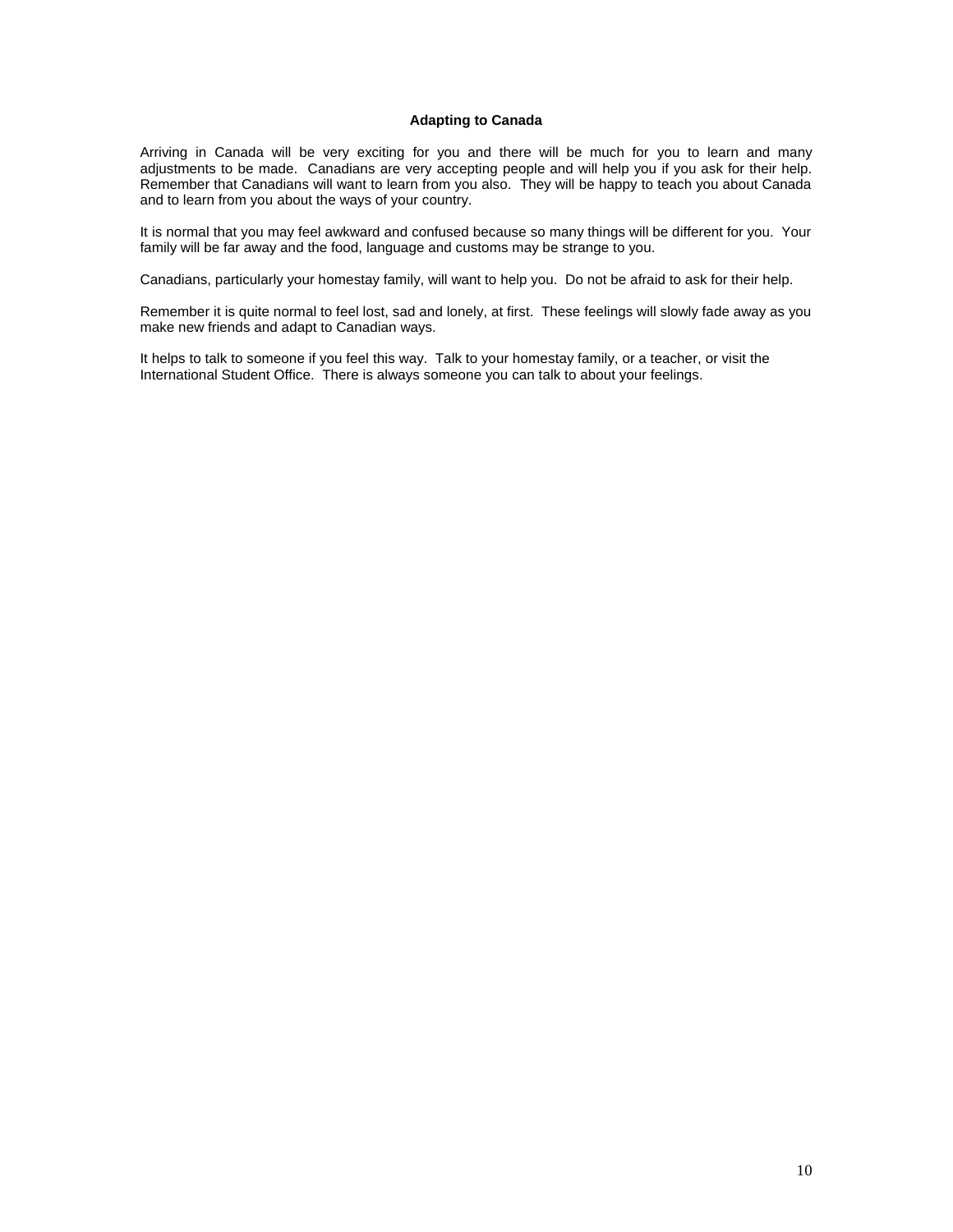## Adapting to Canada

Arriving in Canada will be very exciting for you and there will be much for you to learn and many adjustments to be made. Canadians are very accepting people and will help you if you ask for their help. Remember that Canadians will want to learn from you also. They will be happy to teach you about Canada and to learn from you about the ways of your country.

It is normal that you may feel awkward and confused because so many things will be different for you. Your family will be far away and the food, language and customs may be strange to you.

Canadians, particularly your homestay family, will want to help you. Do not be afraid to ask for their help.

Remember it is quite normal to feel lost, sad and lonely, at first. These feelings will slowly fade away as you make new friends and adapt to Canadian ways.

It helps to talk to someone if you feel this way. Talk to your homestay family, or a teacher, or visit the International Student Office. There is always someone you can talk to about your feelings.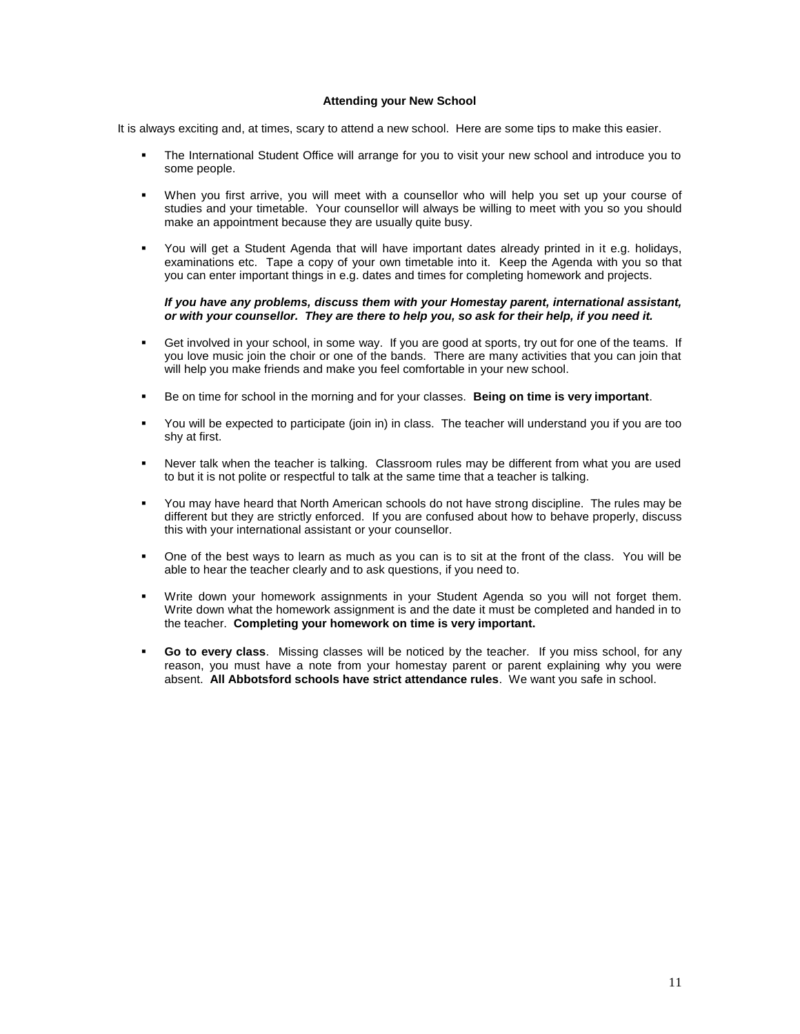## Attending your New School

It is always exciting and, at times, scary to attend a new school. Here are some tips to make this easier.

- The International Student Office will arrange for you to visit your new school and introduce you to some people.
- When you first arrive, you will meet with a counsellor who will help you set up your course of studies and your timetable. Your counsellor will always be willing to meet with you so you should make an appointment because they are usually quite busy.
- You will get a Student Agenda that will have important dates already printed in it e.g. holidays, examinations etc. Tape a copy of your own timetable into it. Keep the Agenda with you so that you can enter important things in e.g. dates and times for completing homework and projects.

  ***If you have any problems, discuss them with your Homestay parent, international assistant, or with your counsellor. They are there to help you, so ask for their help, if you need it.***

- Get involved in your school, in some way. If you are good at sports, try out for one of the teams. If you love music join the choir or one of the bands. There are many activities that you can join that will help you make friends and make you feel comfortable in your new school.
- Be on time for school in the morning and for your classes. **Being on time is very important**.
- You will be expected to participate (join in) in class. The teacher will understand you if you are too shy at first.
- Never talk when the teacher is talking. Classroom rules may be different from what you are used to but it is not polite or respectful to talk at the same time that a teacher is talking.
- You may have heard that North American schools do not have strong discipline. The rules may be different but they are strictly enforced. If you are confused about how to behave properly, discuss this with your international assistant or your counsellor.
- One of the best ways to learn as much as you can is to sit at the front of the class. You will be able to hear the teacher clearly and to ask questions, if you need to.
- Write down your homework assignments in your Student Agenda so you will not forget them. Write down what the homework assignment is and the date it must be completed and handed in to the teacher. **Completing your homework on time is very important.**
- **Go to every class**. Missing classes will be noticed by the teacher. If you miss school, for any reason, you must have a note from your homestay parent or parent explaining why you were absent. **All Abbotsford schools have strict attendance rules**. We want you safe in school.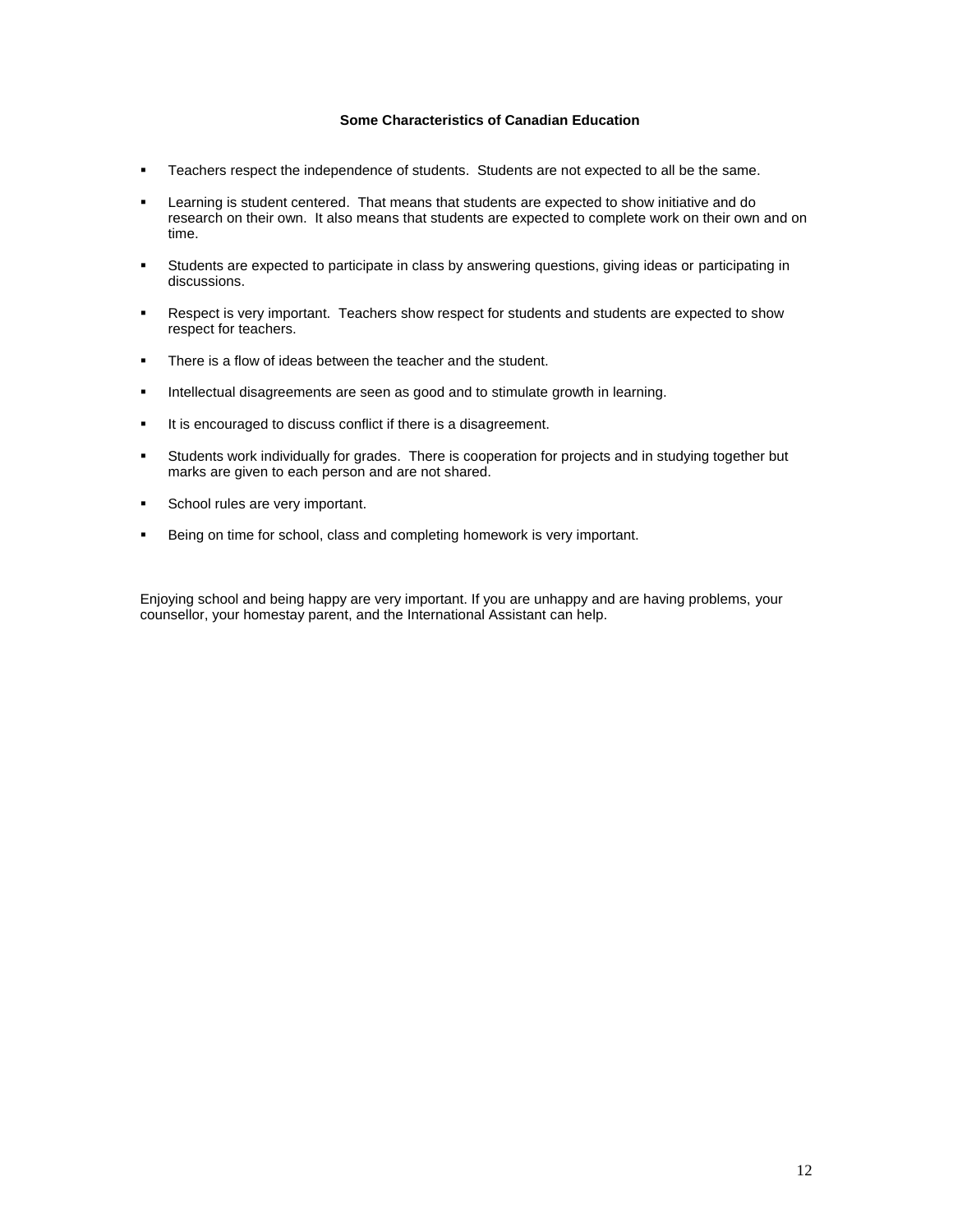## Some Characteristics of Canadian Education

- Teachers respect the independence of students. Students are not expected to all be the same.
- Learning is student centered. That means that students are expected to show initiative and do research on their own. It also means that students are expected to complete work on their own and on time.
- Students are expected to participate in class by answering questions, giving ideas or participating in discussions.
- Respect is very important. Teachers show respect for students and students are expected to show respect for teachers.
- There is a flow of ideas between the teacher and the student.
- Intellectual disagreements are seen as good and to stimulate growth in learning.
- It is encouraged to discuss conflict if there is a disagreement.
- Students work individually for grades. There is cooperation for projects and in studying together but marks are given to each person and are not shared.
- School rules are very important.
- Being on time for school, class and completing homework is very important.

Enjoying school and being happy are very important. If you are unhappy and are having problems, your counsellor, your homestay parent, and the International Assistant can help.